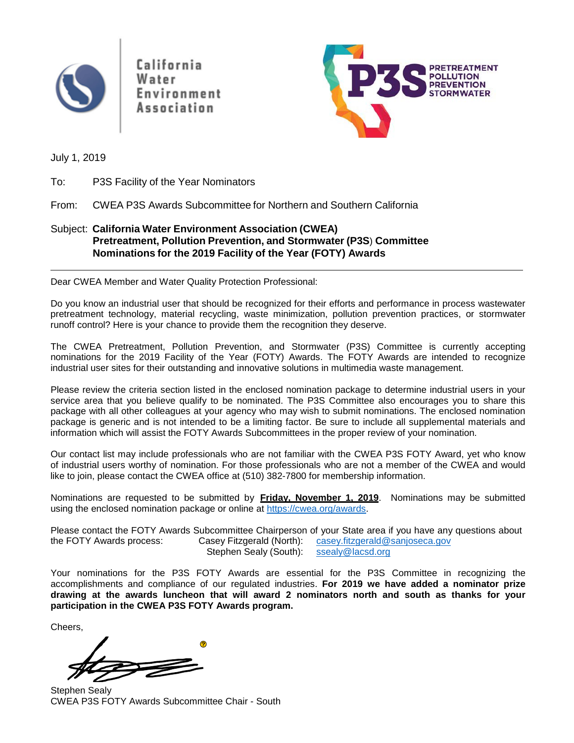California Water Environment Association

P3S PRETREATMENT POLLUTION PREVENTION STORMWATER

July 1, 2019

To: P3S Facility of the Year Nominators

From: CWEA P3S Awards Subcommittee for Northern and Southern California

Subject: **California Water Environment Association (CWEA) Pretreatment, Pollution Prevention, and Stormwater (P3S) Committee Nominations for the 2019 Facility of the Year (FOTY) Awards**

---

Dear CWEA Member and Water Quality Protection Professional:

Do you know an industrial user that should be recognized for their efforts and performance in process wastewater pretreatment technology, material recycling, waste minimization, pollution prevention practices, or stormwater runoff control? Here is your chance to provide them the recognition they deserve.

The CWEA Pretreatment, Pollution Prevention, and Stormwater (P3S) Committee is currently accepting nominations for the 2019 Facility of the Year (FOTY) Awards. The FOTY Awards are intended to recognize industrial user sites for their outstanding and innovative solutions in multimedia waste management.

Please review the criteria section listed in the enclosed nomination package to determine industrial users in your service area that you believe qualify to be nominated. The P3S Committee also encourages you to share this package with all other colleagues at your agency who may wish to submit nominations. The enclosed nomination package is generic and is not intended to be a limiting factor. Be sure to include all supplemental materials and information which will assist the FOTY Awards Subcommittees in the proper review of your nomination.

Our contact list may include professionals who are not familiar with the CWEA P3S FOTY Award, yet who know of industrial users worthy of nomination. For those professionals who are not a member of the CWEA and would like to join, please contact the CWEA office at (510) 382-7800 for membership information.

Nominations are requested to be submitted by **Friday, November 1, 2019**. Nominations may be submitted using the enclosed nomination package or online at https://cwea.org/awards.

Please contact the FOTY Awards Subcommittee Chairperson of your State area if you have any questions about the FOTY Awards process:

Casey Fitzgerald (North): casey.fitzgerald@sanjoseca.gov
Stephen Sealy (South): ssealy@lacsd.org

Your nominations for the P3S FOTY Awards are essential for the P3S Committee in recognizing the accomplishments and compliance of our regulated industries. **For 2019 we have added a nominator prize drawing at the awards luncheon that will award 2 nominators north and south as thanks for your participation in the CWEA P3S FOTY Awards program.**

Cheers,

Stephen Sealy
CWEA P3S FOTY Awards Subcommittee Chair - South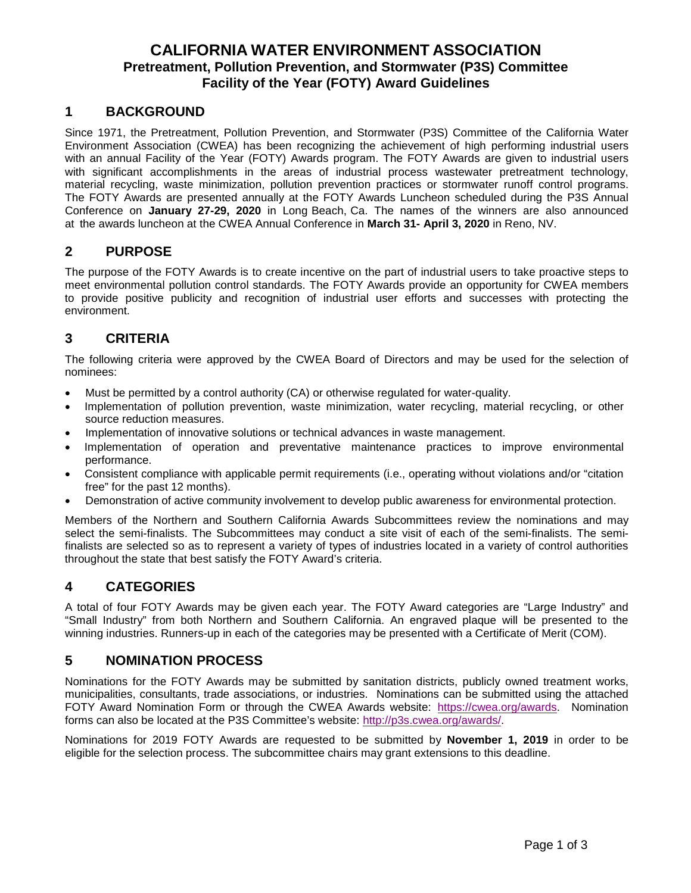# CALIFORNIA WATER ENVIRONMENT ASSOCIATION
## Pretreatment, Pollution Prevention, and Stormwater (P3S) Committee
## Facility of the Year (FOTY) Award Guidelines

## 1 BACKGROUND

Since 1971, the Pretreatment, Pollution Prevention, and Stormwater (P3S) Committee of the California Water Environment Association (CWEA) has been recognizing the achievement of high performing industrial users with an annual Facility of the Year (FOTY) Awards program. The FOTY Awards are given to industrial users with significant accomplishments in the areas of industrial process wastewater pretreatment technology, material recycling, waste minimization, pollution prevention practices or stormwater runoff control programs. The FOTY Awards are presented annually at the FOTY Awards Luncheon scheduled during the P3S Annual Conference on **January 27-29, 2020** in Long Beach, Ca. The names of the winners are also announced at the awards luncheon at the CWEA Annual Conference in **March 31- April 3, 2020** in Reno, NV.

## 2 PURPOSE

The purpose of the FOTY Awards is to create incentive on the part of industrial users to take proactive steps to meet environmental pollution control standards. The FOTY Awards provide an opportunity for CWEA members to provide positive publicity and recognition of industrial user efforts and successes with protecting the environment.

## 3 CRITERIA

The following criteria were approved by the CWEA Board of Directors and may be used for the selection of nominees:

- Must be permitted by a control authority (CA) or otherwise regulated for water-quality.
- Implementation of pollution prevention, waste minimization, water recycling, material recycling, or other source reduction measures.
- Implementation of innovative solutions or technical advances in waste management.
- Implementation of operation and preventative maintenance practices to improve environmental performance.
- Consistent compliance with applicable permit requirements (i.e., operating without violations and/or "citation free" for the past 12 months).
- Demonstration of active community involvement to develop public awareness for environmental protection.

Members of the Northern and Southern California Awards Subcommittees review the nominations and may select the semi-finalists. The Subcommittees may conduct a site visit of each of the semi-finalists. The semi-finalists are selected so as to represent a variety of types of industries located in a variety of control authorities throughout the state that best satisfy the FOTY Award's criteria.

## 4 CATEGORIES

A total of four FOTY Awards may be given each year. The FOTY Award categories are "Large Industry" and "Small Industry" from both Northern and Southern California. An engraved plaque will be presented to the winning industries. Runners-up in each of the categories may be presented with a Certificate of Merit (COM).

## 5 NOMINATION PROCESS

Nominations for the FOTY Awards may be submitted by sanitation districts, publicly owned treatment works, municipalities, consultants, trade associations, or industries. Nominations can be submitted using the attached FOTY Award Nomination Form or through the CWEA Awards website: https://cwea.org/awards. Nomination forms can also be located at the P3S Committee's website: http://p3s.cwea.org/awards/.

Nominations for 2019 FOTY Awards are requested to be submitted by **November 1, 2019** in order to be eligible for the selection process. The subcommittee chairs may grant extensions to this deadline.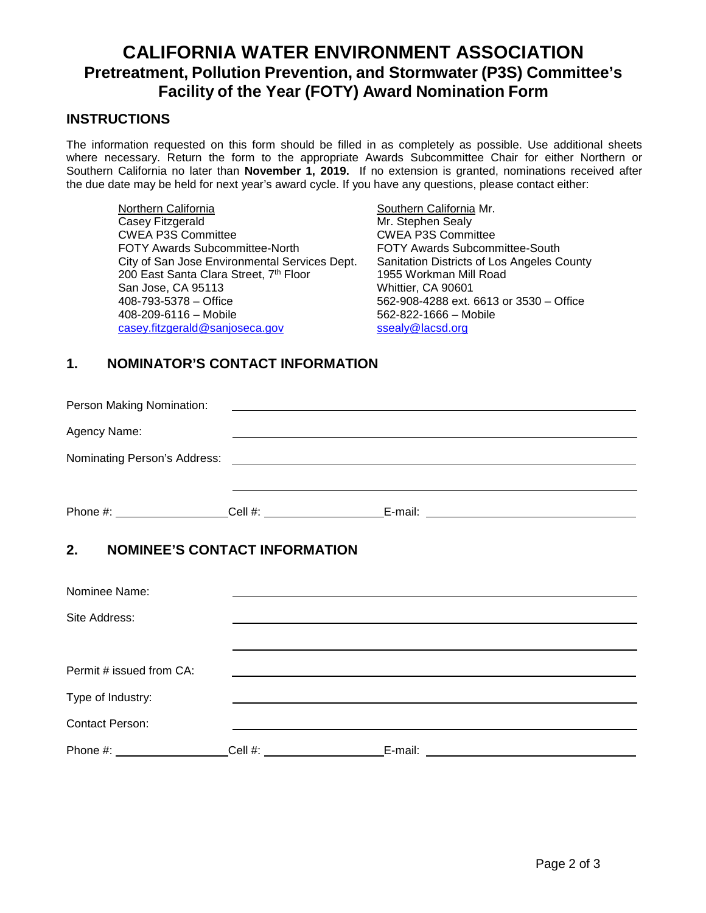# CALIFORNIA WATER ENVIRONMENT ASSOCIATION
## Pretreatment, Pollution Prevention, and Stormwater (P3S) Committee's Facility of the Year (FOTY) Award Nomination Form

### INSTRUCTIONS

The information requested on this form should be filled in as completely as possible. Use additional sheets where necessary. Return the form to the appropriate Awards Subcommittee Chair for either Northern or Southern California no later than **November 1, 2019.** If no extension is granted, nominations received after the due date may be held for next year's award cycle. If you have any questions, please contact either:

Northern California
Casey Fitzgerald
CWEA P3S Committee
FOTY Awards Subcommittee-North
City of San Jose Environmental Services Dept.
200 East Santa Clara Street, 7th Floor
San Jose, CA 95113
408-793-5378 – Office
408-209-6116 – Mobile
casey.fitzgerald@sanjoseca.gov

Southern California Mr.
Mr. Stephen Sealy
CWEA P3S Committee
FOTY Awards Subcommittee-South
Sanitation Districts of Los Angeles County
1955 Workman Mill Road
Whittier, CA 90601
562-908-4288 ext. 6613 or 3530 – Office
562-822-1666 – Mobile
ssealy@lacsd.org

### 1. NOMINATOR'S CONTACT INFORMATION

Person Making Nomination: ______________________________

Agency Name: ______________________________

Nominating Person's Address: ______________________________

______________________________

Phone #: ______________ Cell #: ______________ E-mail: ______________________________

### 2. NOMINEE'S CONTACT INFORMATION

Nominee Name: ______________________________

Site Address: ______________________________

______________________________

Permit # issued from CA: ______________________________

Type of Industry: ______________________________

Contact Person: ______________________________

Phone #: ______________ Cell #: ______________ E-mail: ______________________________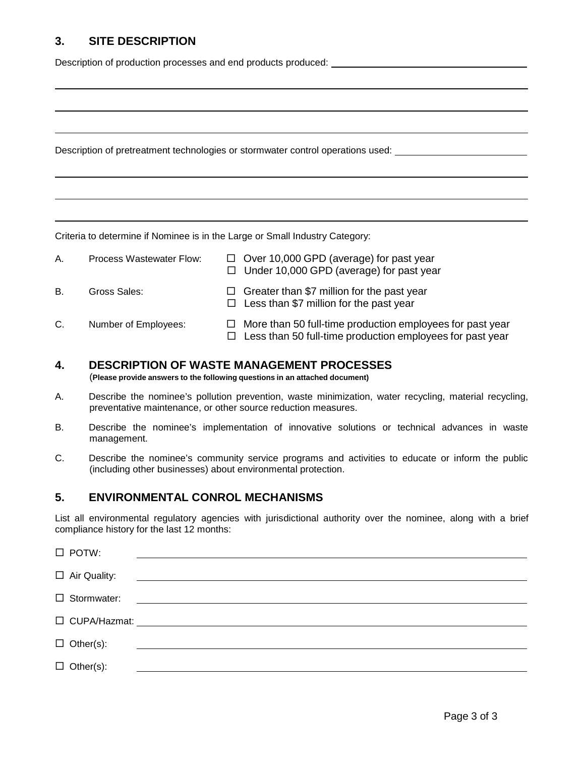## 3. SITE DESCRIPTION

Description of production processes and end products produced: ______________________________

_____________________________________________________________________________

_____________________________________________________________________________

_____________________________________________________________________________

Description of pretreatment technologies or stormwater control operations used: ______________________

_____________________________________________________________________________

_____________________________________________________________________________

_____________________________________________________________________________

Criteria to determine if Nominee is in the Large or Small Industry Category:

A. Process Wastewater Flow:
- ☐ Over 10,000 GPD (average) for past year
- ☐ Under 10,000 GPD (average) for past year

B. Gross Sales:
- ☐ Greater than $7 million for the past year
- ☐ Less than $7 million for the past year

C. Number of Employees:
- ☐ More than 50 full-time production employees for past year
- ☐ Less than 50 full-time production employees for past year

## 4. DESCRIPTION OF WASTE MANAGEMENT PROCESSES

(**Please provide answers to the following questions in an attached document)**

A. Describe the nominee's pollution prevention, waste minimization, water recycling, material recycling, preventative maintenance, or other source reduction measures.

B. Describe the nominee's implementation of innovative solutions or technical advances in waste management.

C. Describe the nominee's community service programs and activities to educate or inform the public (including other businesses) about environmental protection.

## 5. ENVIRONMENTAL CONROL MECHANISMS

List all environmental regulatory agencies with jurisdictional authority over the nominee, along with a brief compliance history for the last 12 months:

☐ POTW: ______________________________________________________________________

☐ Air Quality: __________________________________________________________________

☐ Stormwater: __________________________________________________________________

☐ CUPA/Hazmat: ________________________________________________________________

☐ Other(s): ____________________________________________________________________

☐ Other(s): ____________________________________________________________________